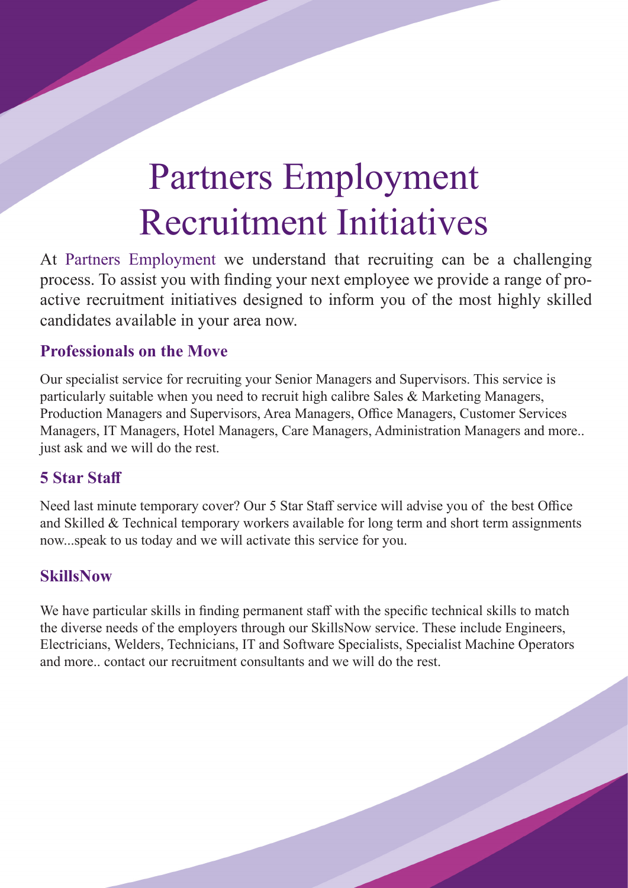# Partners Employment Recruitment Initiatives

At Partners Employment we understand that recruiting can be a challenging process. To assist you with finding your next employee we provide a range of pro-active recruitment initiatives designed to inform you of the most highly skilled candidates available in your area now.

## Professionals on the Move

Our specialist service for recruiting your Senior Managers and Supervisors. This service is particularly suitable when you need to recruit high calibre Sales & Marketing Managers, Production Managers and Supervisors, Area Managers, Office Managers, Customer Services Managers, IT Managers, Hotel Managers, Care Managers, Administration Managers and more.. just ask and we will do the rest.

## 5 Star Staff

Need last minute temporary cover? Our 5 Star Staff service will advise you of the best Office and Skilled & Technical temporary workers available for long term and short term assignments now...speak to us today and we will activate this service for you.

## SkillsNow

We have particular skills in finding permanent staff with the specific technical skills to match the diverse needs of the employers through our SkillsNow service. These include Engineers, Electricians, Welders, Technicians, IT and Software Specialists, Specialist Machine Operators and more.. contact our recruitment consultants and we will do the rest.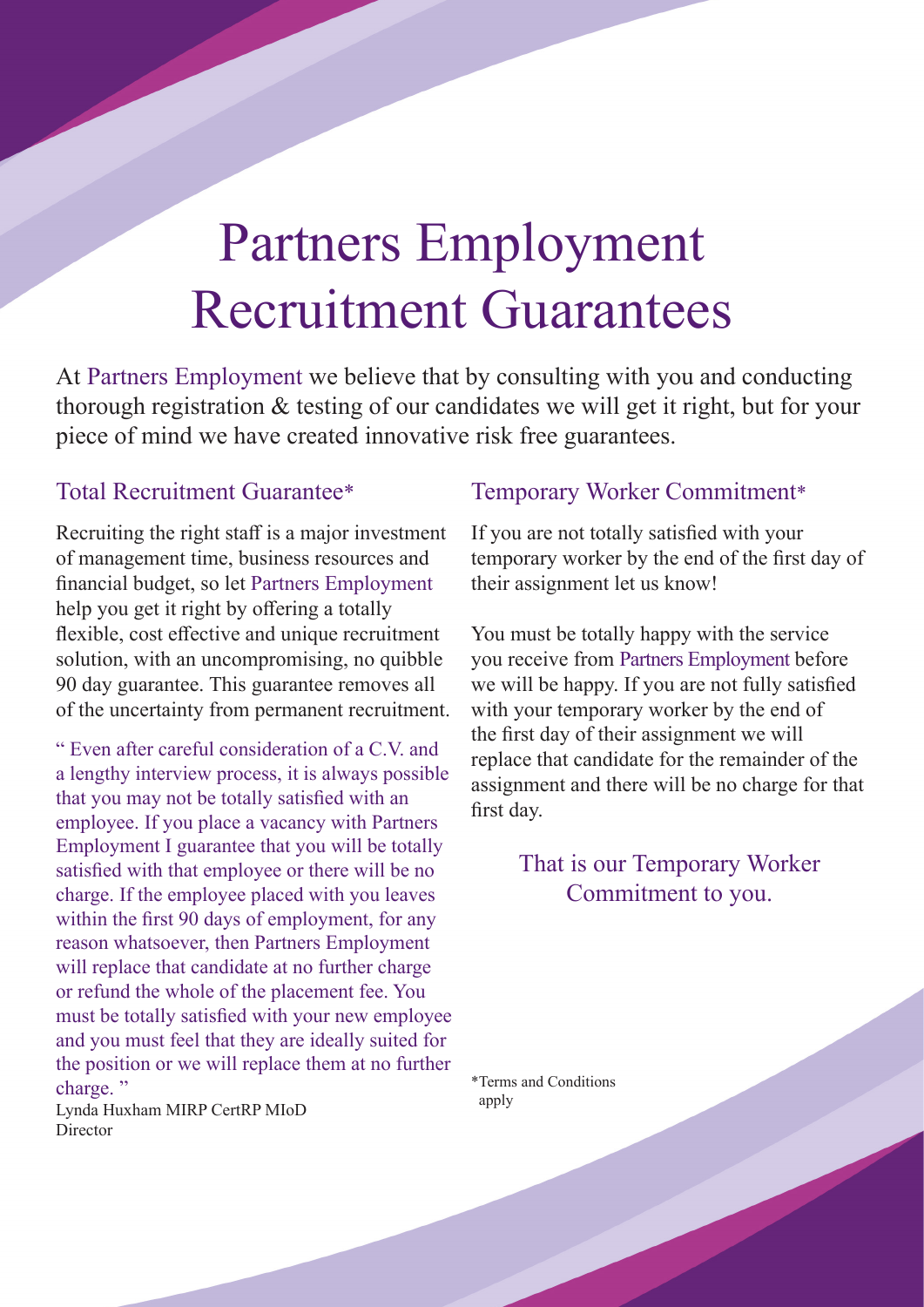# Partners Employment Recruitment Guarantees

At Partners Employment we believe that by consulting with you and conducting thorough registration & testing of our candidates we will get it right, but for your piece of mind we have created innovative risk free guarantees.

## Total Recruitment Guarantee*

Recruiting the right staff is a major investment of management time, business resources and financial budget, so let Partners Employment help you get it right by offering a totally flexible, cost effective and unique recruitment solution, with an uncompromising, no quibble 90 day guarantee. This guarantee removes all of the uncertainty from permanent recruitment.

" Even after careful consideration of a C.V. and a lengthy interview process, it is always possible that you may not be totally satisfied with an employee. If you place a vacancy with Partners Employment I guarantee that you will be totally satisfied with that employee or there will be no charge. If the employee placed with you leaves within the first 90 days of employment, for any reason whatsoever, then Partners Employment will replace that candidate at no further charge or refund the whole of the placement fee. You must be totally satisfied with your new employee and you must feel that they are ideally suited for the position or we will replace them at no further charge. "

Lynda Huxham MIRP CertRP MIoD
Director

## Temporary Worker Commitment*

If you are not totally satisfied with your temporary worker by the end of the first day of their assignment let us know!

You must be totally happy with the service you receive from Partners Employment before we will be happy. If you are not fully satisfied with your temporary worker by the end of the first day of their assignment we will replace that candidate for the remainder of the assignment and there will be no charge for that first day.

That is our Temporary Worker Commitment to you.

*Terms and Conditions apply